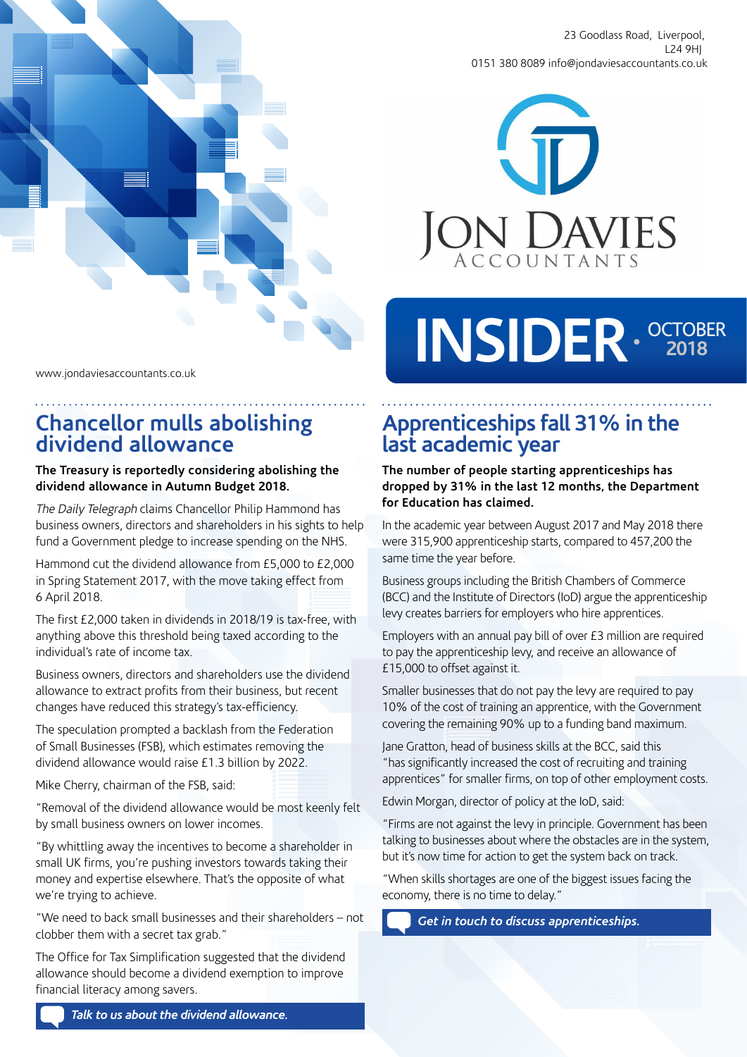23 Goodlass Road, Liverpool,
L24 9HJ
0151 380 8089 info@jondaviesaccountants.co.uk

JON DAVIES ACCOUNTANTS

# INSIDER · OCTOBER 2018

www.jondaviesaccountants.co.uk

## Chancellor mulls abolishing dividend allowance

**The Treasury is reportedly considering abolishing the dividend allowance in Autumn Budget 2018.**

*The Daily Telegraph* claims Chancellor Philip Hammond has business owners, directors and shareholders in his sights to help fund a Government pledge to increase spending on the NHS.

Hammond cut the dividend allowance from £5,000 to £2,000 in Spring Statement 2017, with the move taking effect from 6 April 2018.

The first £2,000 taken in dividends in 2018/19 is tax-free, with anything above this threshold being taxed according to the individual's rate of income tax.

Business owners, directors and shareholders use the dividend allowance to extract profits from their business, but recent changes have reduced this strategy's tax-efficiency.

The speculation prompted a backlash from the Federation of Small Businesses (FSB), which estimates removing the dividend allowance would raise £1.3 billion by 2022.

Mike Cherry, chairman of the FSB, said:

"Removal of the dividend allowance would be most keenly felt by small business owners on lower incomes.

"By whittling away the incentives to become a shareholder in small UK firms, you're pushing investors towards taking their money and expertise elsewhere. That's the opposite of what we're trying to achieve.

"We need to back small businesses and their shareholders – not clobber them with a secret tax grab."

The Office for Tax Simplification suggested that the dividend allowance should become a dividend exemption to improve financial literacy among savers.

***Talk to us about the dividend allowance.***

## Apprenticeships fall 31% in the last academic year

**The number of people starting apprenticeships has dropped by 31% in the last 12 months, the Department for Education has claimed.**

In the academic year between August 2017 and May 2018 there were 315,900 apprenticeship starts, compared to 457,200 the same time the year before.

Business groups including the British Chambers of Commerce (BCC) and the Institute of Directors (IoD) argue the apprenticeship levy creates barriers for employers who hire apprentices.

Employers with an annual pay bill of over £3 million are required to pay the apprenticeship levy, and receive an allowance of £15,000 to offset against it.

Smaller businesses that do not pay the levy are required to pay 10% of the cost of training an apprentice, with the Government covering the remaining 90% up to a funding band maximum.

Jane Gratton, head of business skills at the BCC, said this "has significantly increased the cost of recruiting and training apprentices" for smaller firms, on top of other employment costs.

Edwin Morgan, director of policy at the IoD, said:

"Firms are not against the levy in principle. Government has been talking to businesses about where the obstacles are in the system, but it's now time for action to get the system back on track.

"When skills shortages are one of the biggest issues facing the economy, there is no time to delay."

***Get in touch to discuss apprenticeships.***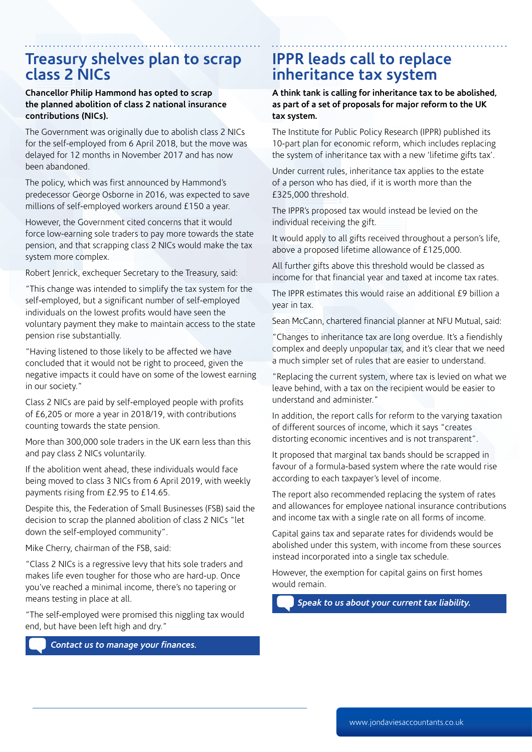## Treasury shelves plan to scrap class 2 NICs

**Chancellor Philip Hammond has opted to scrap the planned abolition of class 2 national insurance contributions (NICs).**

The Government was originally due to abolish class 2 NICs for the self-employed from 6 April 2018, but the move was delayed for 12 months in November 2017 and has now been abandoned.

The policy, which was first announced by Hammond's predecessor George Osborne in 2016, was expected to save millions of self-employed workers around £150 a year.

However, the Government cited concerns that it would force low-earning sole traders to pay more towards the state pension, and that scrapping class 2 NICs would make the tax system more complex.

Robert Jenrick, exchequer Secretary to the Treasury, said:

"This change was intended to simplify the tax system for the self-employed, but a significant number of self-employed individuals on the lowest profits would have seen the voluntary payment they make to maintain access to the state pension rise substantially.

"Having listened to those likely to be affected we have concluded that it would not be right to proceed, given the negative impacts it could have on some of the lowest earning in our society."

Class 2 NICs are paid by self-employed people with profits of £6,205 or more a year in 2018/19, with contributions counting towards the state pension.

More than 300,000 sole traders in the UK earn less than this and pay class 2 NICs voluntarily.

If the abolition went ahead, these individuals would face being moved to class 3 NICs from 6 April 2019, with weekly payments rising from £2.95 to £14.65.

Despite this, the Federation of Small Businesses (FSB) said the decision to scrap the planned abolition of class 2 NICs "let down the self-employed community".

Mike Cherry, chairman of the FSB, said:

"Class 2 NICs is a regressive levy that hits sole traders and makes life even tougher for those who are hard-up. Once you've reached a minimal income, there's no tapering or means testing in place at all.

"The self-employed were promised this niggling tax would end, but have been left high and dry."

***Contact us to manage your finances.***

## IPPR leads call to replace inheritance tax system

**A think tank is calling for inheritance tax to be abolished, as part of a set of proposals for major reform to the UK tax system.**

The Institute for Public Policy Research (IPPR) published its 10-part plan for economic reform, which includes replacing the system of inheritance tax with a new 'lifetime gifts tax'.

Under current rules, inheritance tax applies to the estate of a person who has died, if it is worth more than the £325,000 threshold.

The IPPR's proposed tax would instead be levied on the individual receiving the gift.

It would apply to all gifts received throughout a person's life, above a proposed lifetime allowance of £125,000.

All further gifts above this threshold would be classed as income for that financial year and taxed at income tax rates.

The IPPR estimates this would raise an additional £9 billion a year in tax.

Sean McCann, chartered financial planner at NFU Mutual, said:

"Changes to inheritance tax are long overdue. It's a fiendishly complex and deeply unpopular tax, and it's clear that we need a much simpler set of rules that are easier to understand.

"Replacing the current system, where tax is levied on what we leave behind, with a tax on the recipient would be easier to understand and administer."

In addition, the report calls for reform to the varying taxation of different sources of income, which it says "creates distorting economic incentives and is not transparent".

It proposed that marginal tax bands should be scrapped in favour of a formula-based system where the rate would rise according to each taxpayer's level of income.

The report also recommended replacing the system of rates and allowances for employee national insurance contributions and income tax with a single rate on all forms of income.

Capital gains tax and separate rates for dividends would be abolished under this system, with income from these sources instead incorporated into a single tax schedule.

However, the exemption for capital gains on first homes would remain.

***Speak to us about your current tax liability.***